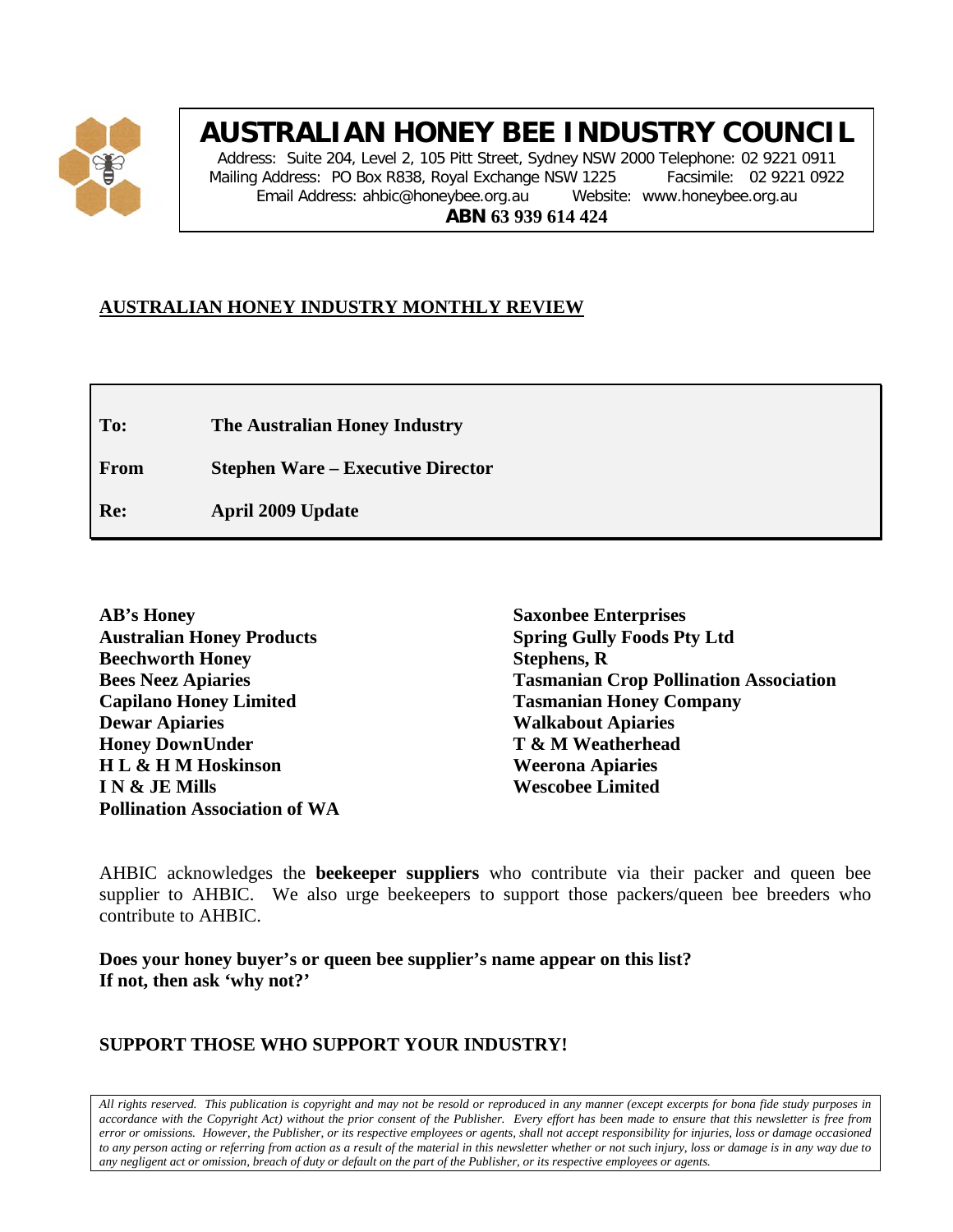# AUSTRALIAN HONEY BEE INDUSTRY COUNCIL

Address: Suite 204, Level 2, 105 Pitt Street, Sydney NSW 2000 Telephone: 02 9221 0911
Mailing Address: PO Box R838, Royal Exchange NSW 1225 Facsimile: 02 9221 0922
Email Address: ahbic@honeybee.org.au Website: www.honeybee.org.au
**ABN 63 939 614 424**

## AUSTRALIAN HONEY INDUSTRY MONTHLY REVIEW

| | |
|---|---|
| **To:** | **The Australian Honey Industry** |
| **From** | **Stephen Ware – Executive Director** |
| **Re:** | **April 2009 Update** |

**AB's Honey**
**Australian Honey Products**
**Beechworth Honey**
**Bees Neez Apiaries**
**Capilano Honey Limited**
**Dewar Apiaries**
**Honey DownUnder**
**H L & H M Hoskinson**
**I N & JE Mills**
**Pollination Association of WA**
**Saxonbee Enterprises**
**Spring Gully Foods Pty Ltd**
**Stephens, R**
**Tasmanian Crop Pollination Association**
**Tasmanian Honey Company**
**Walkabout Apiaries**
**T & M Weatherhead**
**Weerona Apiaries**
**Wescobee Limited**

AHBIC acknowledges the **beekeeper suppliers** who contribute via their packer and queen bee supplier to AHBIC. We also urge beekeepers to support those packers/queen bee breeders who contribute to AHBIC.

**Does your honey buyer's or queen bee supplier's name appear on this list?**
**If not, then ask 'why not?'**

**SUPPORT THOSE WHO SUPPORT YOUR INDUSTRY!**

*All rights reserved. This publication is copyright and may not be resold or reproduced in any manner (except excerpts for bona fide study purposes in accordance with the Copyright Act) without the prior consent of the Publisher. Every effort has been made to ensure that this newsletter is free from error or omissions. However, the Publisher, or its respective employees or agents, shall not accept responsibility for injuries, loss or damage occasioned to any person acting or referring from action as a result of the material in this newsletter whether or not such injury, loss or damage is in any way due to any negligent act or omission, breach of duty or default on the part of the Publisher, or its respective employees or agents.*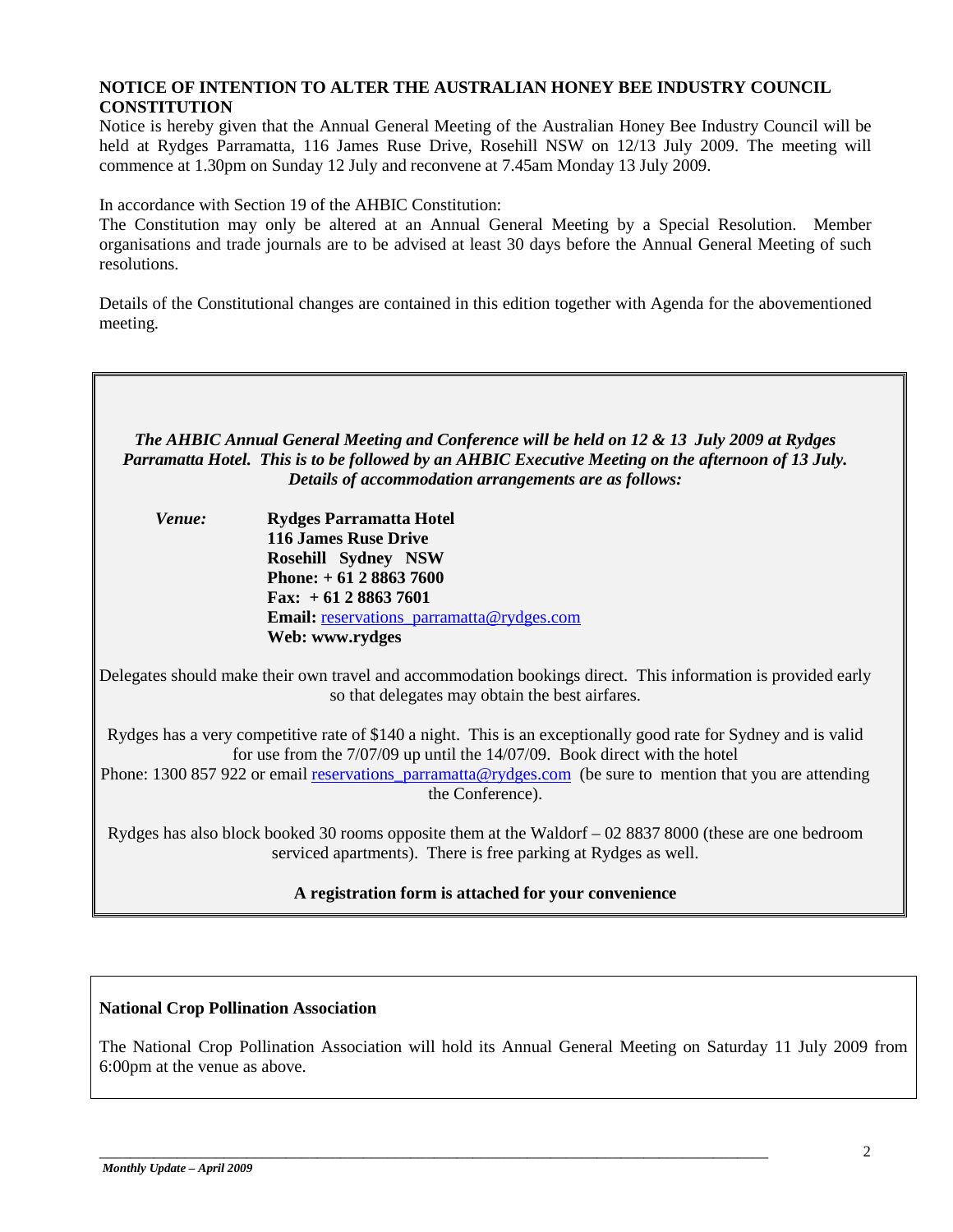**NOTICE OF INTENTION TO ALTER THE AUSTRALIAN HONEY BEE INDUSTRY COUNCIL CONSTITUTION**

Notice is hereby given that the Annual General Meeting of the Australian Honey Bee Industry Council will be held at Rydges Parramatta, 116 James Ruse Drive, Rosehill NSW on 12/13 July 2009. The meeting will commence at 1.30pm on Sunday 12 July and reconvene at 7.45am Monday 13 July 2009.

In accordance with Section 19 of the AHBIC Constitution:
The Constitution may only be altered at an Annual General Meeting by a Special Resolution. Member organisations and trade journals are to be advised at least 30 days before the Annual General Meeting of such resolutions.

Details of the Constitutional changes are contained in this edition together with Agenda for the abovementioned meeting.

***The AHBIC Annual General Meeting and Conference will be held on 12 & 13 July 2009 at Rydges Parramatta Hotel. This is to be followed by an AHBIC Executive Meeting on the afternoon of 13 July. Details of accommodation arrangements are as follows:***

*Venue:*
**Rydges Parramatta Hotel**
**116 James Ruse Drive**
**Rosehill Sydney NSW**
**Phone: + 61 2 8863 7600**
**Fax: + 61 2 8863 7601**
**Email:** reservations_parramatta@rydges.com
**Web: www.rydges**

Delegates should make their own travel and accommodation bookings direct. This information is provided early so that delegates may obtain the best airfares.

Rydges has a very competitive rate of $140 a night. This is an exceptionally good rate for Sydney and is valid for use from the 7/07/09 up until the 14/07/09. Book direct with the hotel Phone: 1300 857 922 or email reservations_parramatta@rydges.com (be sure to mention that you are attending the Conference).

Rydges has also block booked 30 rooms opposite them at the Waldorf – 02 8837 8000 (these are one bedroom serviced apartments). There is free parking at Rydges as well.

**A registration form is attached for your convenience**

**National Crop Pollination Association**

The National Crop Pollination Association will hold its Annual General Meeting on Saturday 11 July 2009 from 6:00pm at the venue as above.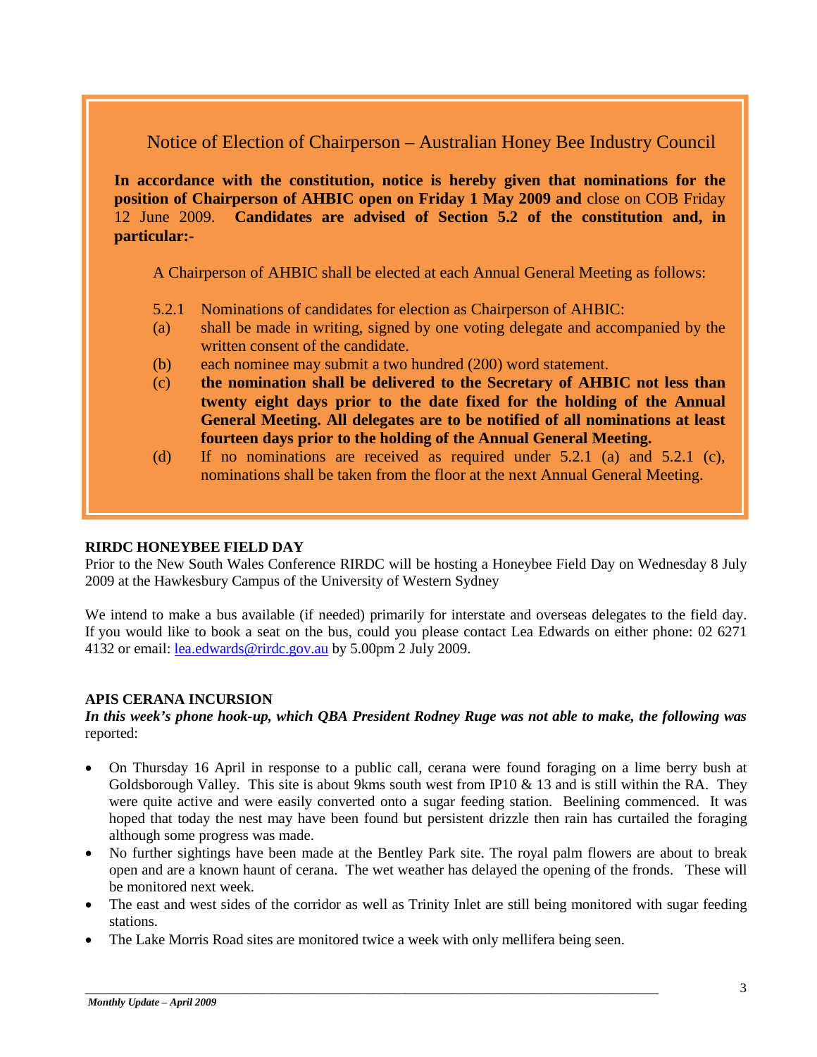## Notice of Election of Chairperson – Australian Honey Bee Industry Council

**In accordance with the constitution, notice is hereby given that nominations for the position of Chairperson of AHBIC open on Friday 1 May 2009 and** close on COB Friday 12 June 2009. **Candidates are advised of Section 5.2 of the constitution and, in particular:-**

A Chairperson of AHBIC shall be elected at each Annual General Meeting as follows:

5.2.1 Nominations of candidates for election as Chairperson of AHBIC:

(a) shall be made in writing, signed by one voting delegate and accompanied by the written consent of the candidate.

(b) each nominee may submit a two hundred (200) word statement.

(c) **the nomination shall be delivered to the Secretary of AHBIC not less than twenty eight days prior to the date fixed for the holding of the Annual General Meeting. All delegates are to be notified of all nominations at least fourteen days prior to the holding of the Annual General Meeting.**

(d) If no nominations are received as required under 5.2.1 (a) and 5.2.1 (c), nominations shall be taken from the floor at the next Annual General Meeting.

**RIRDC HONEYBEE FIELD DAY**

Prior to the New South Wales Conference RIRDC will be hosting a Honeybee Field Day on Wednesday 8 July 2009 at the Hawkesbury Campus of the University of Western Sydney

We intend to make a bus available (if needed) primarily for interstate and overseas delegates to the field day. If you would like to book a seat on the bus, could you please contact Lea Edwards on either phone: 02 6271 4132 or email: lea.edwards@rirdc.gov.au by 5.00pm 2 July 2009.

**APIS CERANA INCURSION**

***In this week's phone hook-up, which QBA President Rodney Ruge was not able to make, the following was*** reported:

- On Thursday 16 April in response to a public call, cerana were found foraging on a lime berry bush at Goldsborough Valley. This site is about 9kms south west from IP10 & 13 and is still within the RA. They were quite active and were easily converted onto a sugar feeding station. Beelining commenced. It was hoped that today the nest may have been found but persistent drizzle then rain has curtailed the foraging although some progress was made.
- No further sightings have been made at the Bentley Park site. The royal palm flowers are about to break open and are a known haunt of cerana. The wet weather has delayed the opening of the fronds. These will be monitored next week.
- The east and west sides of the corridor as well as Trinity Inlet are still being monitored with sugar feeding stations.
- The Lake Morris Road sites are monitored twice a week with only mellifera being seen.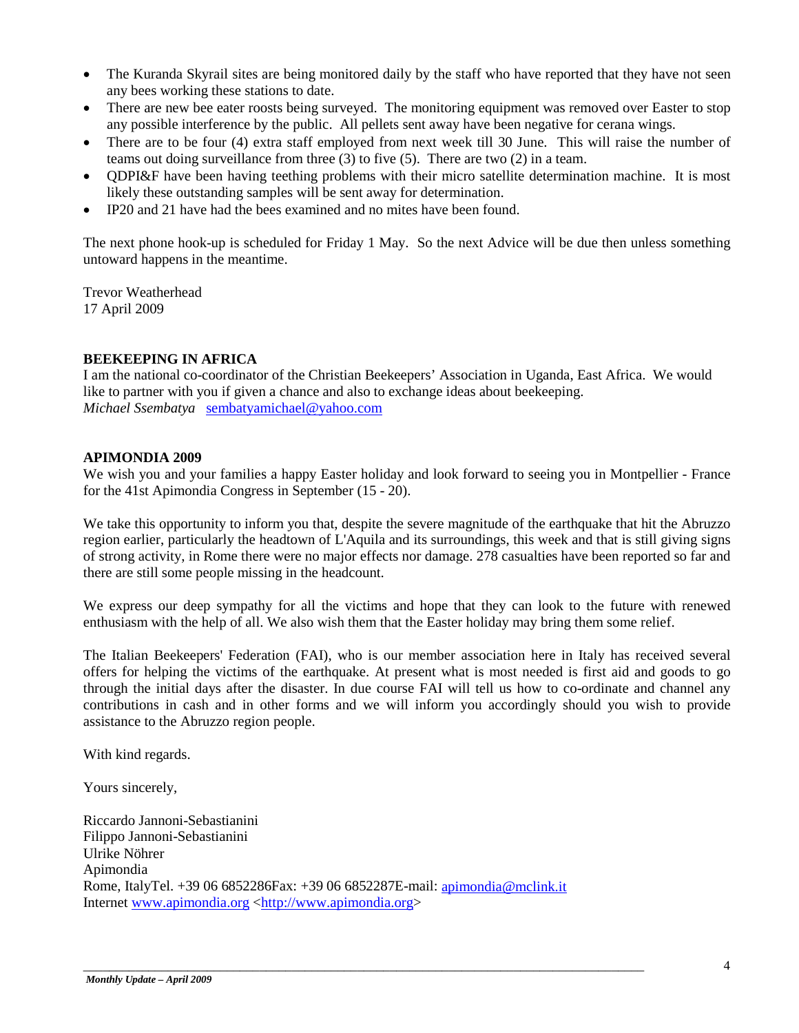- The Kuranda Skyrail sites are being monitored daily by the staff who have reported that they have not seen any bees working these stations to date.
- There are new bee eater roosts being surveyed. The monitoring equipment was removed over Easter to stop any possible interference by the public. All pellets sent away have been negative for cerana wings.
- There are to be four (4) extra staff employed from next week till 30 June. This will raise the number of teams out doing surveillance from three (3) to five (5). There are two (2) in a team.
- QDPI&F have been having teething problems with their micro satellite determination machine. It is most likely these outstanding samples will be sent away for determination.
- IP20 and 21 have had the bees examined and no mites have been found.

The next phone hook-up is scheduled for Friday 1 May. So the next Advice will be due then unless something untoward happens in the meantime.

Trevor Weatherhead
17 April 2009

**BEEKEEPING IN AFRICA**
I am the national co-coordinator of the Christian Beekeepers' Association in Uganda, East Africa. We would like to partner with you if given a chance and also to exchange ideas about beekeeping.
*Michael Ssembatya* sembatyamichael@yahoo.com

**APIMONDIA 2009**
We wish you and your families a happy Easter holiday and look forward to seeing you in Montpellier - France for the 41st Apimondia Congress in September (15 - 20).

We take this opportunity to inform you that, despite the severe magnitude of the earthquake that hit the Abruzzo region earlier, particularly the headtown of L'Aquila and its surroundings, this week and that is still giving signs of strong activity, in Rome there were no major effects nor damage. 278 casualties have been reported so far and there are still some people missing in the headcount.

We express our deep sympathy for all the victims and hope that they can look to the future with renewed enthusiasm with the help of all. We also wish them that the Easter holiday may bring them some relief.

The Italian Beekeepers' Federation (FAI), who is our member association here in Italy has received several offers for helping the victims of the earthquake. At present what is most needed is first aid and goods to go through the initial days after the disaster. In due course FAI will tell us how to co-ordinate and channel any contributions in cash and in other forms and we will inform you accordingly should you wish to provide assistance to the Abruzzo region people.

With kind regards.

Yours sincerely,

Riccardo Jannoni-Sebastianini
Filippo Jannoni-Sebastianini
Ulrike Nöhrer
Apimondia
Rome, ItalyTel. +39 06 6852286Fax: +39 06 6852287E-mail: apimondia@mclink.it
Internet www.apimondia.org <http://www.apimondia.org>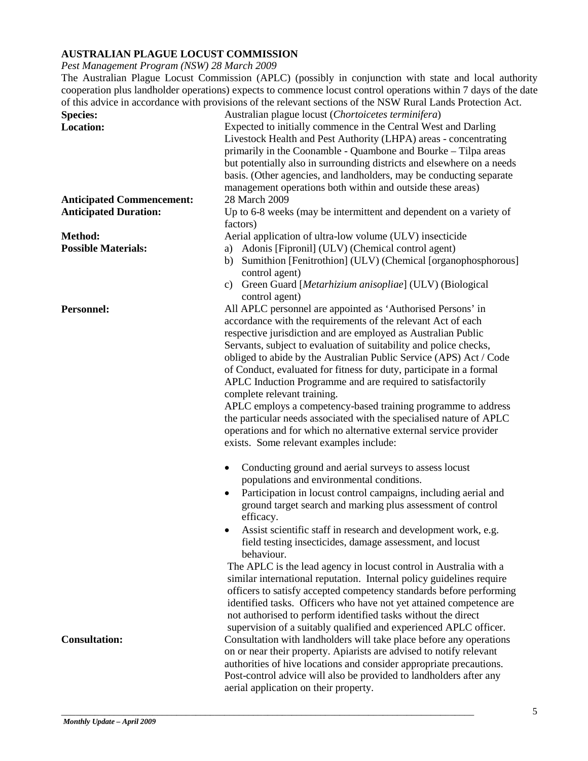**AUSTRALIAN PLAGUE LOCUST COMMISSION**

*Pest Management Program (NSW) 28 March 2009*

The Australian Plague Locust Commission (APLC) (possibly in conjunction with state and local authority cooperation plus landholder operations) expects to commence locust control operations within 7 days of the date of this advice in accordance with provisions of the relevant sections of the NSW Rural Lands Protection Act.

**Species:** Australian plague locust (*Chortoicetes terminifera*)

**Location:** Expected to initially commence in the Central West and Darling Livestock Health and Pest Authority (LHPA) areas - concentrating primarily in the Coonamble - Quambone and Bourke – Tilpa areas but potentially also in surrounding districts and elsewhere on a needs basis. (Other agencies, and landholders, may be conducting separate management operations both within and outside these areas)

**Anticipated Commencement:** 28 March 2009

**Anticipated Duration:** Up to 6-8 weeks (may be intermittent and dependent on a variety of factors)

**Method:** Aerial application of ultra-low volume (ULV) insecticide

**Possible Materials:**

a) Adonis [Fipronil] (ULV) (Chemical control agent)
b) Sumithion [Fenitrothion] (ULV) (Chemical [organophosphorous] control agent)
c) Green Guard [*Metarhizium anisopliae*] (ULV) (Biological control agent)

**Personnel:** All APLC personnel are appointed as 'Authorised Persons' in accordance with the requirements of the relevant Act of each respective jurisdiction and are employed as Australian Public Servants, subject to evaluation of suitability and police checks, obliged to abide by the Australian Public Service (APS) Act / Code of Conduct, evaluated for fitness for duty, participate in a formal APLC Induction Programme and are required to satisfactorily complete relevant training.

APLC employs a competency-based training programme to address the particular needs associated with the specialised nature of APLC operations and for which no alternative external service provider exists. Some relevant examples include:

- Conducting ground and aerial surveys to assess locust populations and environmental conditions.
- Participation in locust control campaigns, including aerial and ground target search and marking plus assessment of control efficacy.
- Assist scientific staff in research and development work, e.g. field testing insecticides, damage assessment, and locust behaviour.

The APLC is the lead agency in locust control in Australia with a similar international reputation. Internal policy guidelines require officers to satisfy accepted competency standards before performing identified tasks. Officers who have not yet attained competence are not authorised to perform identified tasks without the direct supervision of a suitably qualified and experienced APLC officer.

**Consultation:** Consultation with landholders will take place before any operations on or near their property. Apiarists are advised to notify relevant authorities of hive locations and consider appropriate precautions. Post-control advice will also be provided to landholders after any aerial application on their property.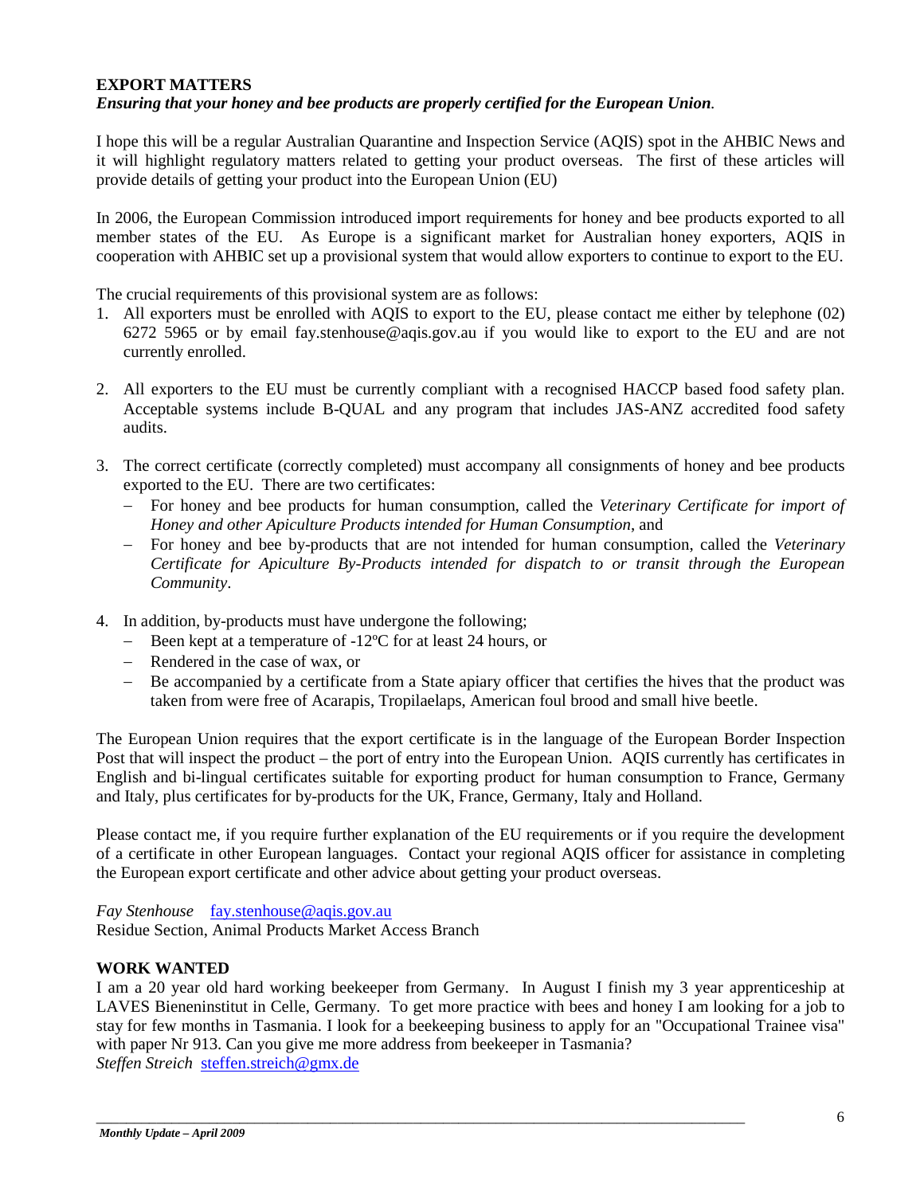## EXPORT MATTERS

***Ensuring that your honey and bee products are properly certified for the European Union.***

I hope this will be a regular Australian Quarantine and Inspection Service (AQIS) spot in the AHBIC News and it will highlight regulatory matters related to getting your product overseas. The first of these articles will provide details of getting your product into the European Union (EU)

In 2006, the European Commission introduced import requirements for honey and bee products exported to all member states of the EU. As Europe is a significant market for Australian honey exporters, AQIS in cooperation with AHBIC set up a provisional system that would allow exporters to continue to export to the EU.

The crucial requirements of this provisional system are as follows:

1. All exporters must be enrolled with AQIS to export to the EU, please contact me either by telephone (02) 6272 5965 or by email fay.stenhouse@aqis.gov.au if you would like to export to the EU and are not currently enrolled.

2. All exporters to the EU must be currently compliant with a recognised HACCP based food safety plan. Acceptable systems include B-QUAL and any program that includes JAS-ANZ accredited food safety audits.

3. The correct certificate (correctly completed) must accompany all consignments of honey and bee products exported to the EU. There are two certificates:
   - For honey and bee products for human consumption, called the *Veterinary Certificate for import of Honey and other Apiculture Products intended for Human Consumption*, and
   - For honey and bee by-products that are not intended for human consumption, called the *Veterinary Certificate for Apiculture By-Products intended for dispatch to or transit through the European Community*.

4. In addition, by-products must have undergone the following;
   - Been kept at a temperature of -12ºC for at least 24 hours, or
   - Rendered in the case of wax, or
   - Be accompanied by a certificate from a State apiary officer that certifies the hives that the product was taken from were free of Acarapis, Tropilaelaps, American foul brood and small hive beetle.

The European Union requires that the export certificate is in the language of the European Border Inspection Post that will inspect the product – the port of entry into the European Union. AQIS currently has certificates in English and bi-lingual certificates suitable for exporting product for human consumption to France, Germany and Italy, plus certificates for by-products for the UK, France, Germany, Italy and Holland.

Please contact me, if you require further explanation of the EU requirements or if you require the development of a certificate in other European languages. Contact your regional AQIS officer for assistance in completing the European export certificate and other advice about getting your product overseas.

*Fay Stenhouse* fay.stenhouse@aqis.gov.au
Residue Section, Animal Products Market Access Branch

## WORK WANTED

I am a 20 year old hard working beekeeper from Germany. In August I finish my 3 year apprenticeship at LAVES Bieneninstitut in Celle, Germany. To get more practice with bees and honey I am looking for a job to stay for few months in Tasmania. I look for a beekeeping business to apply for an "Occupational Trainee visa" with paper Nr 913. Can you give me more address from beekeeper in Tasmania?
*Steffen Streich* steffen.streich@gmx.de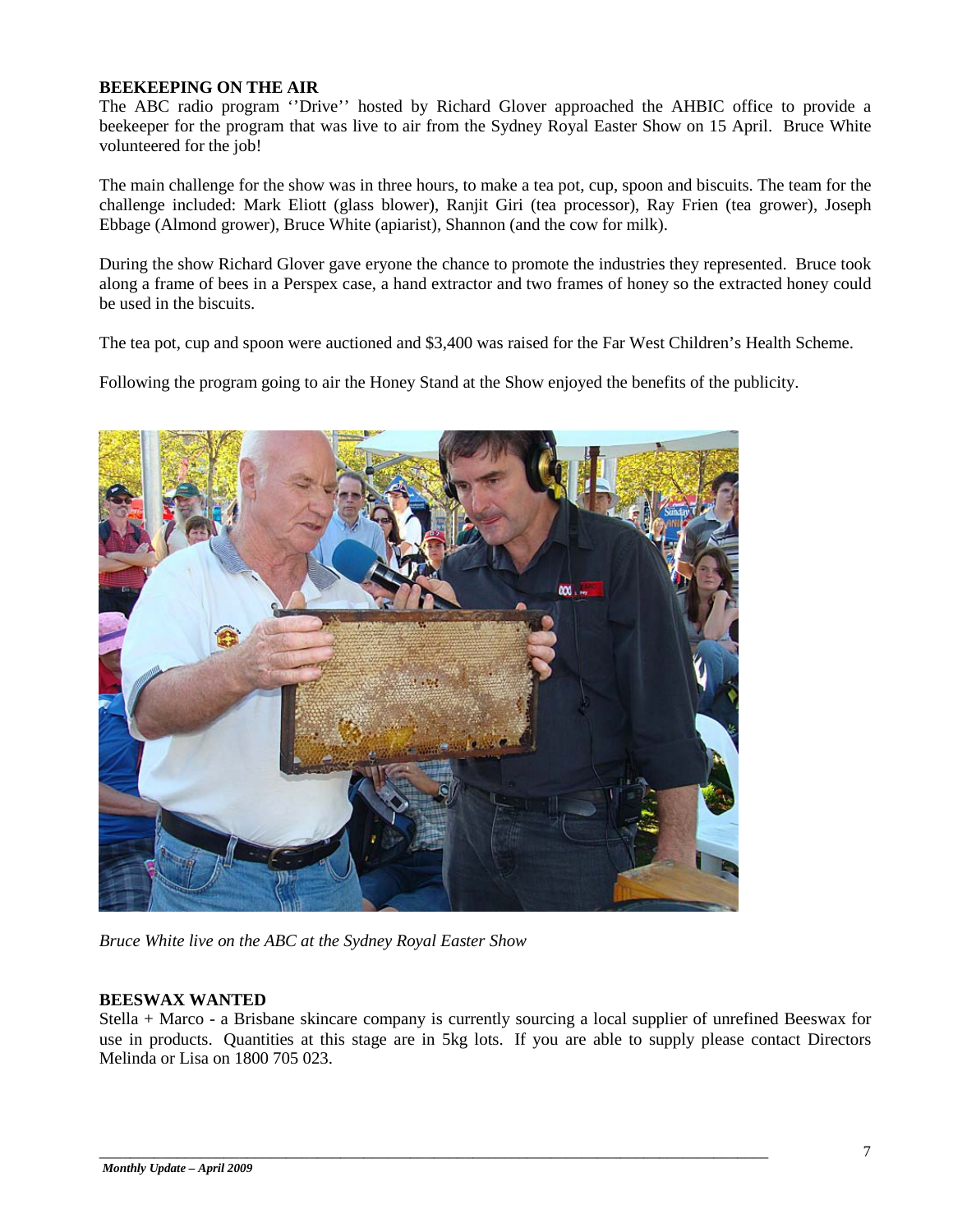**BEEKEEPING ON THE AIR**

The ABC radio program ''Drive'' hosted by Richard Glover approached the AHBIC office to provide a beekeeper for the program that was live to air from the Sydney Royal Easter Show on 15 April. Bruce White volunteered for the job!

The main challenge for the show was in three hours, to make a tea pot, cup, spoon and biscuits. The team for the challenge included: Mark Eliott (glass blower), Ranjit Giri (tea processor), Ray Frien (tea grower), Joseph Ebbage (Almond grower), Bruce White (apiarist), Shannon (and the cow for milk).

During the show Richard Glover gave eryone the chance to promote the industries they represented. Bruce took along a frame of bees in a Perspex case, a hand extractor and two frames of honey so the extracted honey could be used in the biscuits.

The tea pot, cup and spoon were auctioned and $3,400 was raised for the Far West Children's Health Scheme.

Following the program going to air the Honey Stand at the Show enjoyed the benefits of the publicity.

*Bruce White live on the ABC at the Sydney Royal Easter Show*

**BEESWAX WANTED**

Stella + Marco - a Brisbane skincare company is currently sourcing a local supplier of unrefined Beeswax for use in products. Quantities at this stage are in 5kg lots. If you are able to supply please contact Directors Melinda or Lisa on 1800 705 023.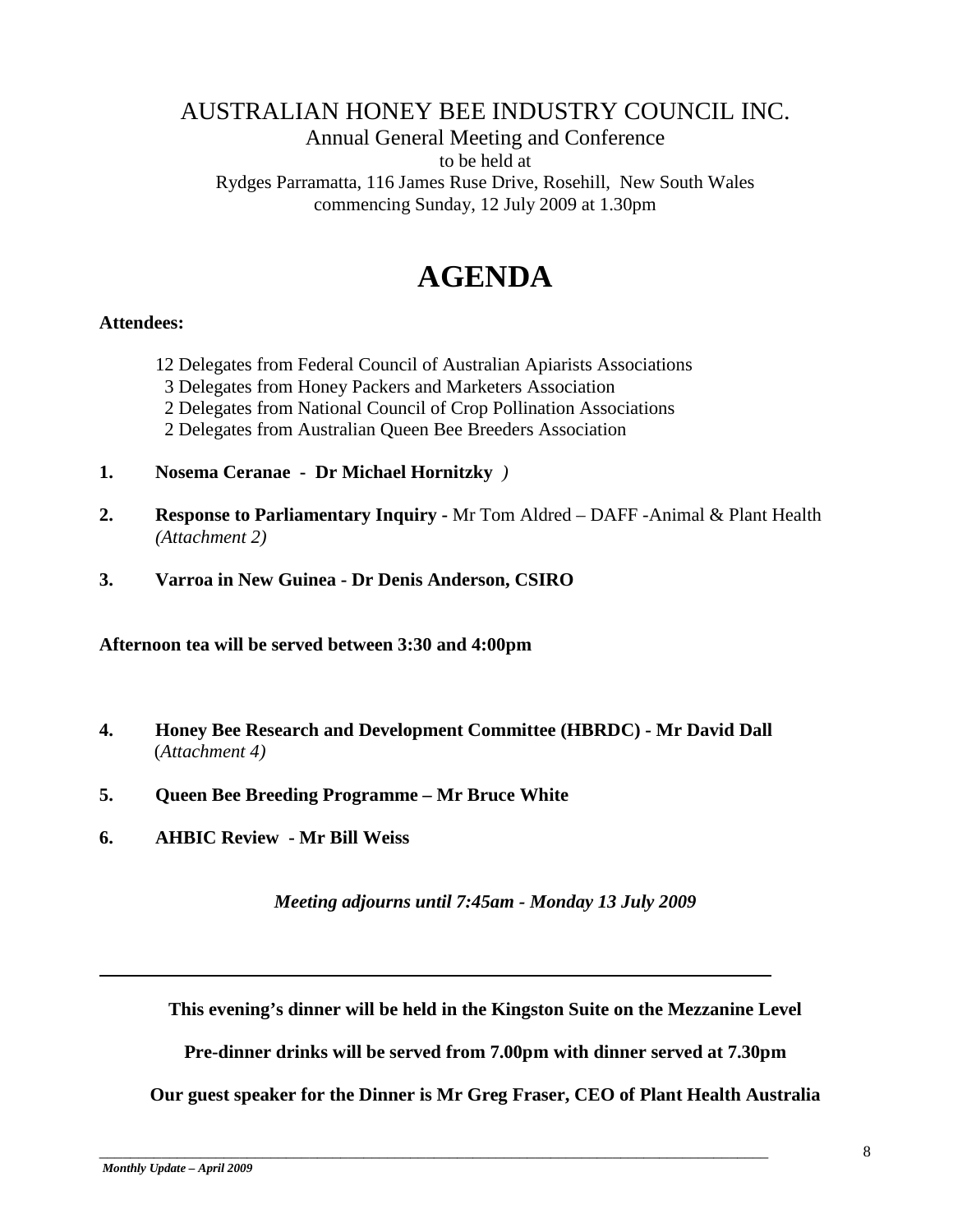# AUSTRALIAN HONEY BEE INDUSTRY COUNCIL INC.

Annual General Meeting and Conference

to be held at

Rydges Parramatta, 116 James Ruse Drive, Rosehill, New South Wales

commencing Sunday, 12 July 2009 at 1.30pm

# AGENDA

**Attendees:**

12 Delegates from Federal Council of Australian Apiarists Associations
3 Delegates from Honey Packers and Marketers Association
2 Delegates from National Council of Crop Pollination Associations
2 Delegates from Australian Queen Bee Breeders Association

1. **Nosema Ceranae - Dr Michael Hornitzky** *)*
2. **Response to Parliamentary Inquiry -** Mr Tom Aldred – DAFF -Animal & Plant Health *(Attachment 2)*
3. **Varroa in New Guinea - Dr Denis Anderson, CSIRO**

**Afternoon tea will be served between 3:30 and 4:00pm**

4. **Honey Bee Research and Development Committee (HBRDC) - Mr David Dall** (*Attachment 4)*
5. **Queen Bee Breeding Programme – Mr Bruce White**
6. **AHBIC Review - Mr Bill Weiss**

***Meeting adjourns until 7:45am - Monday 13 July 2009***

---

**This evening's dinner will be held in the Kingston Suite on the Mezzanine Level**

**Pre-dinner drinks will be served from 7.00pm with dinner served at 7.30pm**

**Our guest speaker for the Dinner is Mr Greg Fraser, CEO of Plant Health Australia**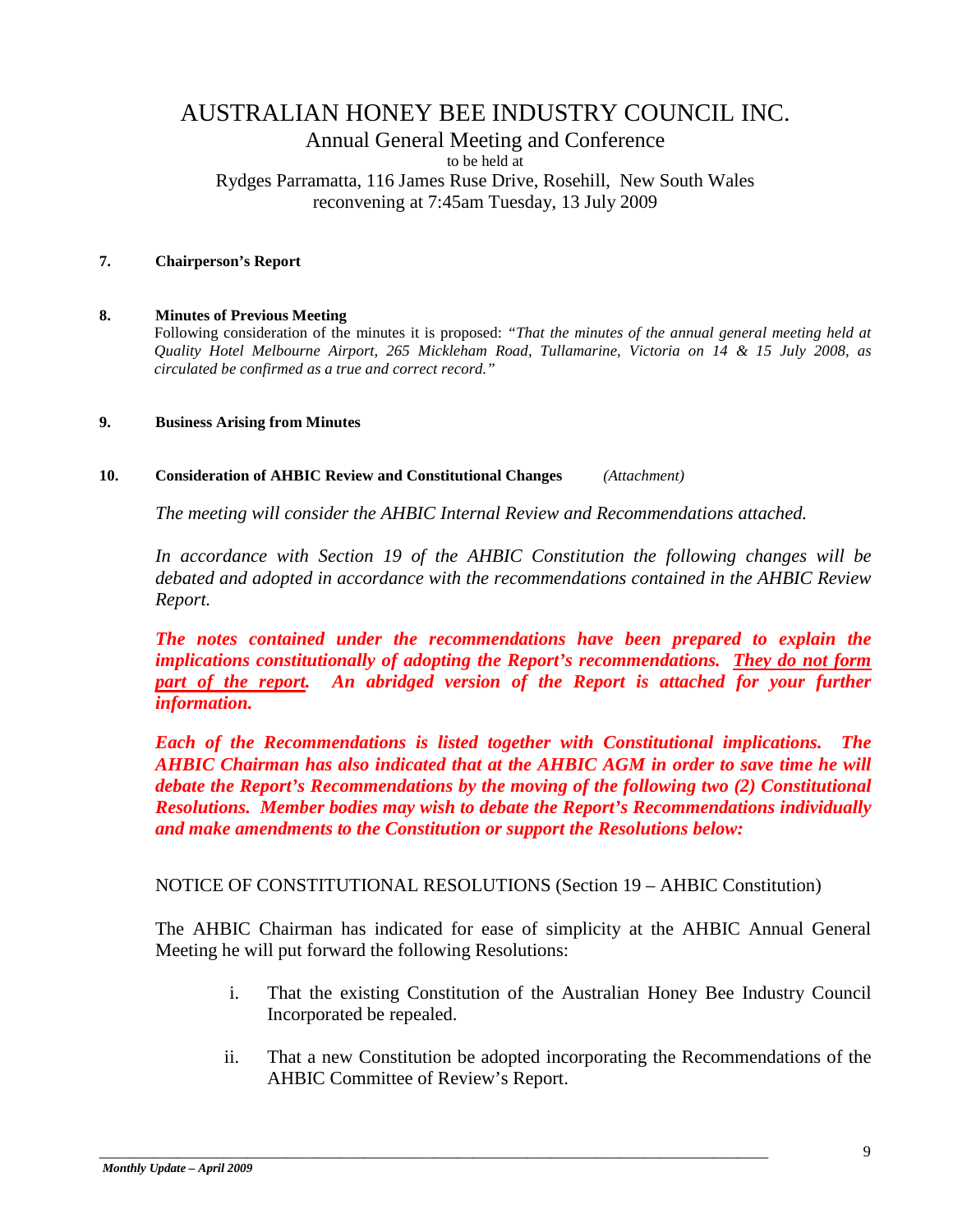# AUSTRALIAN HONEY BEE INDUSTRY COUNCIL INC.

## Annual General Meeting and Conference

to be held at

Rydges Parramatta, 116 James Ruse Drive, Rosehill, New South Wales

reconvening at 7:45am Tuesday, 13 July 2009

**7. Chairperson's Report**

**8. Minutes of Previous Meeting**

Following consideration of the minutes it is proposed: *"That the minutes of the annual general meeting held at Quality Hotel Melbourne Airport, 265 Mickleham Road, Tullamarine, Victoria on 14 & 15 July 2008, as circulated be confirmed as a true and correct record."*

**9. Business Arising from Minutes**

**10. Consideration of AHBIC Review and Constitutional Changes** *(Attachment)*

*The meeting will consider the AHBIC Internal Review and Recommendations attached.*

*In accordance with Section 19 of the AHBIC Constitution the following changes will be debated and adopted in accordance with the recommendations contained in the AHBIC Review Report.*

***The notes contained under the recommendations have been prepared to explain the implications constitutionally of adopting the Report's recommendations. <u>They do not form part of the report</u>. An abridged version of the Report is attached for your further information.***

***Each of the Recommendations is listed together with Constitutional implications. The AHBIC Chairman has also indicated that at the AHBIC AGM in order to save time he will debate the Report's Recommendations by the moving of the following two (2) Constitutional Resolutions. Member bodies may wish to debate the Report's Recommendations individually and make amendments to the Constitution or support the Resolutions below:***

NOTICE OF CONSTITUTIONAL RESOLUTIONS (Section 19 – AHBIC Constitution)

The AHBIC Chairman has indicated for ease of simplicity at the AHBIC Annual General Meeting he will put forward the following Resolutions:

i. That the existing Constitution of the Australian Honey Bee Industry Council Incorporated be repealed.

ii. That a new Constitution be adopted incorporating the Recommendations of the AHBIC Committee of Review's Report.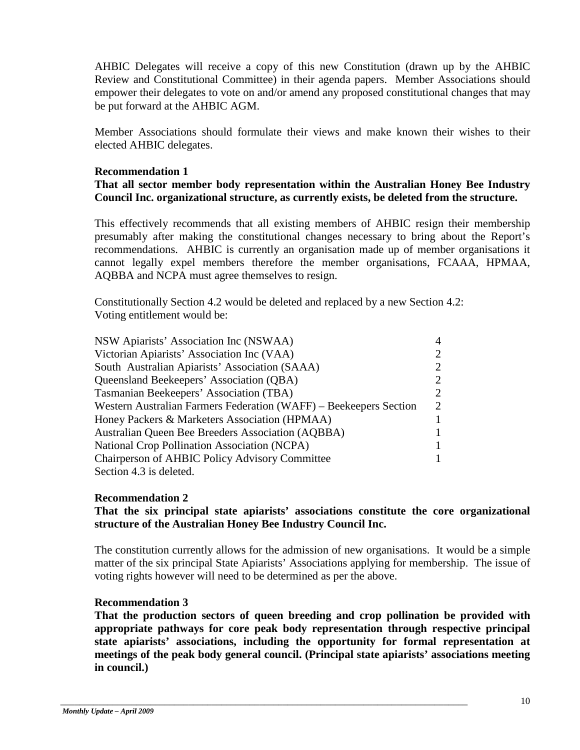AHBIC Delegates will receive a copy of this new Constitution (drawn up by the AHBIC Review and Constitutional Committee) in their agenda papers. Member Associations should empower their delegates to vote on and/or amend any proposed constitutional changes that may be put forward at the AHBIC AGM.

Member Associations should formulate their views and make known their wishes to their elected AHBIC delegates.

**Recommendation 1**

**That all sector member body representation within the Australian Honey Bee Industry Council Inc. organizational structure, as currently exists, be deleted from the structure.**

This effectively recommends that all existing members of AHBIC resign their membership presumably after making the constitutional changes necessary to bring about the Report's recommendations. AHBIC is currently an organisation made up of member organisations it cannot legally expel members therefore the member organisations, FCAAA, HPMAA, AQBBA and NCPA must agree themselves to resign.

Constitutionally Section 4.2 would be deleted and replaced by a new Section 4.2:
Voting entitlement would be:

| | |
|---|---|
| NSW Apiarists' Association Inc (NSWAA) | 4 |
| Victorian Apiarists' Association Inc (VAA) | 2 |
| South Australian Apiarists' Association (SAAA) | 2 |
| Queensland Beekeepers' Association (QBA) | 2 |
| Tasmanian Beekeepers' Association (TBA) | 2 |
| Western Australian Farmers Federation (WAFF) – Beekeepers Section | 2 |
| Honey Packers & Marketers Association (HPMAA) | 1 |
| Australian Queen Bee Breeders Association (AQBBA) | 1 |
| National Crop Pollination Association (NCPA) | 1 |
| Chairperson of AHBIC Policy Advisory Committee | 1 |

Section 4.3 is deleted.

**Recommendation 2**

**That the six principal state apiarists' associations constitute the core organizational structure of the Australian Honey Bee Industry Council Inc.**

The constitution currently allows for the admission of new organisations. It would be a simple matter of the six principal State Apiarists' Associations applying for membership. The issue of voting rights however will need to be determined as per the above.

**Recommendation 3**

**That the production sectors of queen breeding and crop pollination be provided with appropriate pathways for core peak body representation through respective principal state apiarists' associations, including the opportunity for formal representation at meetings of the peak body general council. (Principal state apiarists' associations meeting in council.)**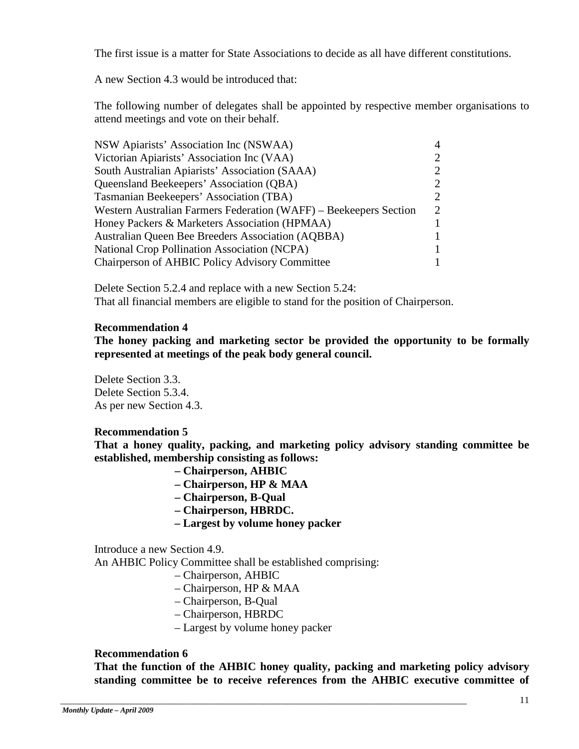The first issue is a matter for State Associations to decide as all have different constitutions.

A new Section 4.3 would be introduced that:

The following number of delegates shall be appointed by respective member organisations to attend meetings and vote on their behalf.

| | |
|---|---|
| NSW Apiarists' Association Inc (NSWAA) | 4 |
| Victorian Apiarists' Association Inc (VAA) | 2 |
| South Australian Apiarists' Association (SAAA) | 2 |
| Queensland Beekeepers' Association (QBA) | 2 |
| Tasmanian Beekeepers' Association (TBA) | 2 |
| Western Australian Farmers Federation (WAFF) – Beekeepers Section | 2 |
| Honey Packers & Marketers Association (HPMAA) | 1 |
| Australian Queen Bee Breeders Association (AQBBA) | 1 |
| National Crop Pollination Association (NCPA) | 1 |
| Chairperson of AHBIC Policy Advisory Committee | 1 |

Delete Section 5.2.4 and replace with a new Section 5.24:
That all financial members are eligible to stand for the position of Chairperson.

**Recommendation 4**
**The honey packing and marketing sector be provided the opportunity to be formally represented at meetings of the peak body general council.**

Delete Section 3.3.
Delete Section 5.3.4.
As per new Section 4.3.

**Recommendation 5**
**That a honey quality, packing, and marketing policy advisory standing committee be established, membership consisting as follows:**

**– Chairperson, AHBIC**
**– Chairperson, HP & MAA**
**– Chairperson, B-Qual**
**– Chairperson, HBRDC.**
**– Largest by volume honey packer**

Introduce a new Section 4.9.
An AHBIC Policy Committee shall be established comprising:

– Chairperson, AHBIC
– Chairperson, HP & MAA
– Chairperson, B-Qual
– Chairperson, HBRDC
– Largest by volume honey packer

**Recommendation 6**
**That the function of the AHBIC honey quality, packing and marketing policy advisory standing committee be to receive references from the AHBIC executive committee of**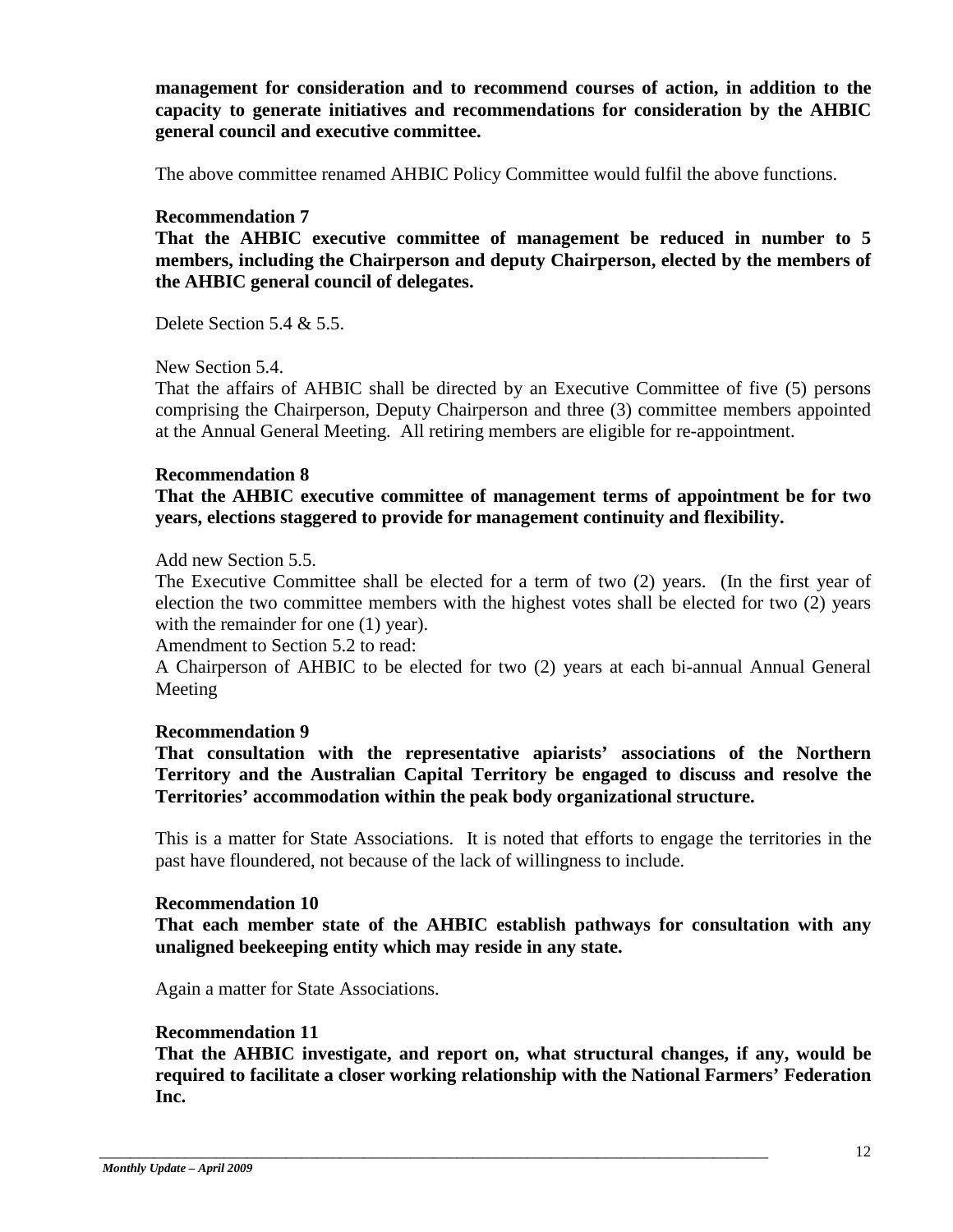**management for consideration and to recommend courses of action, in addition to the capacity to generate initiatives and recommendations for consideration by the AHBIC general council and executive committee.**

The above committee renamed AHBIC Policy Committee would fulfil the above functions.

**Recommendation 7**

**That the AHBIC executive committee of management be reduced in number to 5 members, including the Chairperson and deputy Chairperson, elected by the members of the AHBIC general council of delegates.**

Delete Section 5.4 & 5.5.

New Section 5.4.

That the affairs of AHBIC shall be directed by an Executive Committee of five (5) persons comprising the Chairperson, Deputy Chairperson and three (3) committee members appointed at the Annual General Meeting. All retiring members are eligible for re-appointment.

**Recommendation 8**

**That the AHBIC executive committee of management terms of appointment be for two years, elections staggered to provide for management continuity and flexibility.**

Add new Section 5.5.

The Executive Committee shall be elected for a term of two (2) years. (In the first year of election the two committee members with the highest votes shall be elected for two (2) years with the remainder for one (1) year).

Amendment to Section 5.2 to read:

A Chairperson of AHBIC to be elected for two (2) years at each bi-annual Annual General Meeting

**Recommendation 9**

**That consultation with the representative apiarists' associations of the Northern Territory and the Australian Capital Territory be engaged to discuss and resolve the Territories' accommodation within the peak body organizational structure.**

This is a matter for State Associations. It is noted that efforts to engage the territories in the past have floundered, not because of the lack of willingness to include.

**Recommendation 10**

**That each member state of the AHBIC establish pathways for consultation with any unaligned beekeeping entity which may reside in any state.**

Again a matter for State Associations.

**Recommendation 11**

**That the AHBIC investigate, and report on, what structural changes, if any, would be required to facilitate a closer working relationship with the National Farmers' Federation Inc.**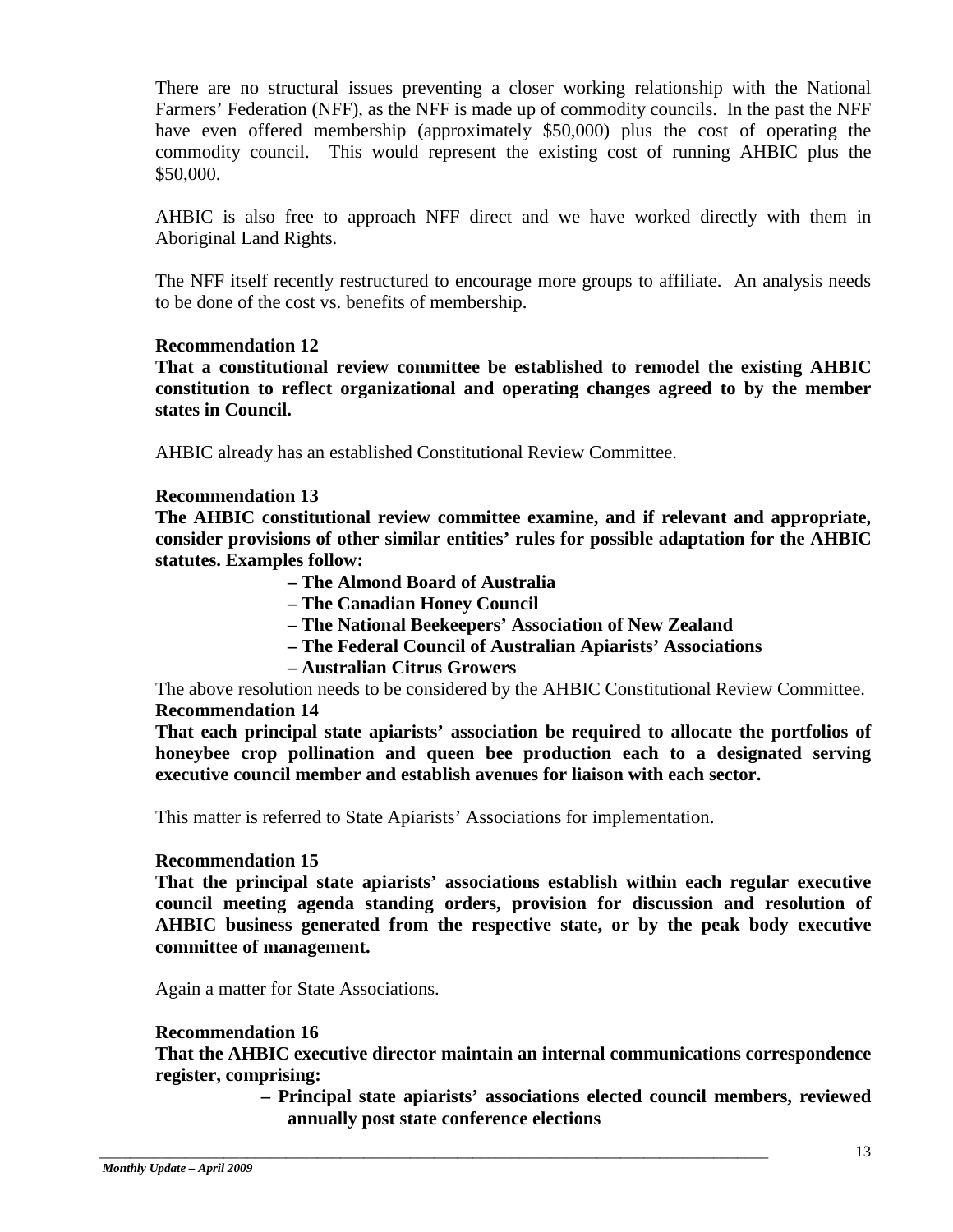There are no structural issues preventing a closer working relationship with the National Farmers' Federation (NFF), as the NFF is made up of commodity councils. In the past the NFF have even offered membership (approximately $50,000) plus the cost of operating the commodity council. This would represent the existing cost of running AHBIC plus the $50,000.

AHBIC is also free to approach NFF direct and we have worked directly with them in Aboriginal Land Rights.

The NFF itself recently restructured to encourage more groups to affiliate. An analysis needs to be done of the cost vs. benefits of membership.

**Recommendation 12**

**That a constitutional review committee be established to remodel the existing AHBIC constitution to reflect organizational and operating changes agreed to by the member states in Council.**

AHBIC already has an established Constitutional Review Committee.

**Recommendation 13**

**The AHBIC constitutional review committee examine, and if relevant and appropriate, consider provisions of other similar entities' rules for possible adaptation for the AHBIC statutes. Examples follow:**

- **The Almond Board of Australia**
- **The Canadian Honey Council**
- **The National Beekeepers' Association of New Zealand**
- **The Federal Council of Australian Apiarists' Associations**
- **Australian Citrus Growers**

The above resolution needs to be considered by the AHBIC Constitutional Review Committee.

**Recommendation 14**

**That each principal state apiarists' association be required to allocate the portfolios of honeybee crop pollination and queen bee production each to a designated serving executive council member and establish avenues for liaison with each sector.**

This matter is referred to State Apiarists' Associations for implementation.

**Recommendation 15**

**That the principal state apiarists' associations establish within each regular executive council meeting agenda standing orders, provision for discussion and resolution of AHBIC business generated from the respective state, or by the peak body executive committee of management.**

Again a matter for State Associations.

**Recommendation 16**

**That the AHBIC executive director maintain an internal communications correspondence register, comprising:**

- **Principal state apiarists' associations elected council members, reviewed annually post state conference elections**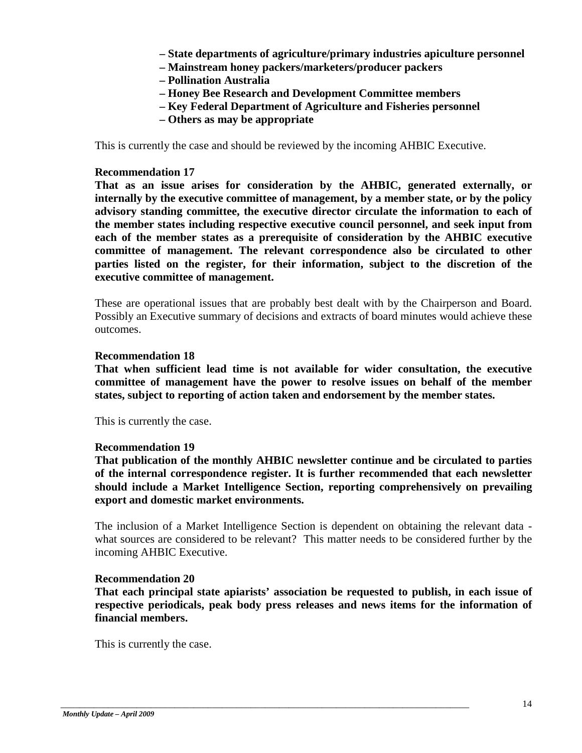**– State departments of agriculture/primary industries apiculture personnel**
**– Mainstream honey packers/marketers/producer packers**
**– Pollination Australia**
**– Honey Bee Research and Development Committee members**
**– Key Federal Department of Agriculture and Fisheries personnel**
**– Others as may be appropriate**

This is currently the case and should be reviewed by the incoming AHBIC Executive.

**Recommendation 17**

**That as an issue arises for consideration by the AHBIC, generated externally, or internally by the executive committee of management, by a member state, or by the policy advisory standing committee, the executive director circulate the information to each of the member states including respective executive council personnel, and seek input from each of the member states as a prerequisite of consideration by the AHBIC executive committee of management. The relevant correspondence also be circulated to other parties listed on the register, for their information, subject to the discretion of the executive committee of management.**

These are operational issues that are probably best dealt with by the Chairperson and Board. Possibly an Executive summary of decisions and extracts of board minutes would achieve these outcomes.

**Recommendation 18**

**That when sufficient lead time is not available for wider consultation, the executive committee of management have the power to resolve issues on behalf of the member states, subject to reporting of action taken and endorsement by the member states.**

This is currently the case.

**Recommendation 19**

**That publication of the monthly AHBIC newsletter continue and be circulated to parties of the internal correspondence register. It is further recommended that each newsletter should include a Market Intelligence Section, reporting comprehensively on prevailing export and domestic market environments.**

The inclusion of a Market Intelligence Section is dependent on obtaining the relevant data - what sources are considered to be relevant? This matter needs to be considered further by the incoming AHBIC Executive.

**Recommendation 20**

**That each principal state apiarists' association be requested to publish, in each issue of respective periodicals, peak body press releases and news items for the information of financial members.**

This is currently the case.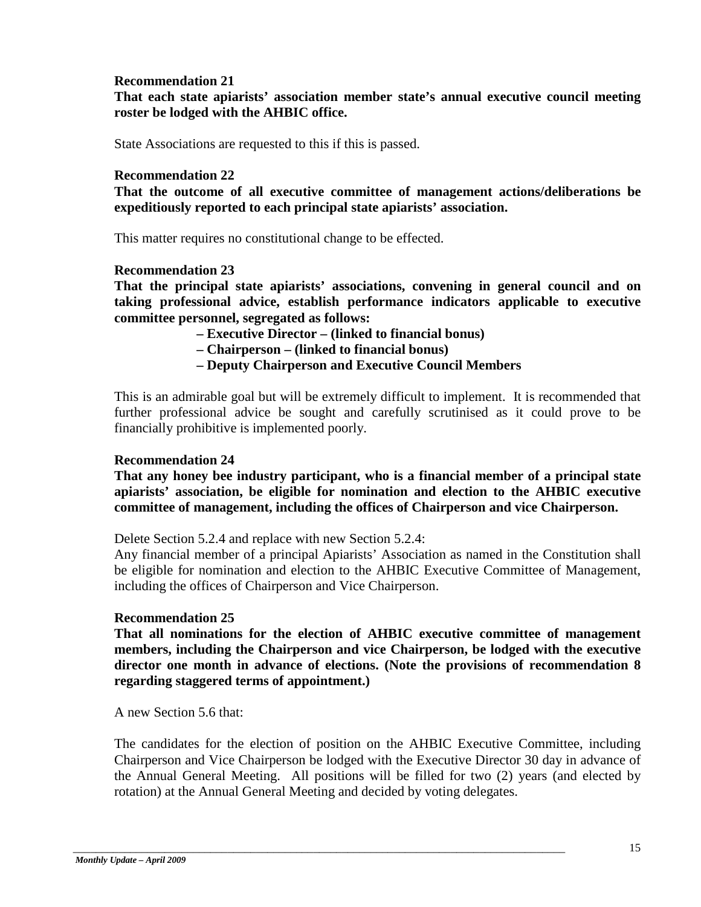**Recommendation 21**

**That each state apiarists' association member state's annual executive council meeting roster be lodged with the AHBIC office.**

State Associations are requested to this if this is passed.

**Recommendation 22**

**That the outcome of all executive committee of management actions/deliberations be expeditiously reported to each principal state apiarists' association.**

This matter requires no constitutional change to be effected.

**Recommendation 23**

**That the principal state apiarists' associations, convening in general council and on taking professional advice, establish performance indicators applicable to executive committee personnel, segregated as follows:**

- **Executive Director – (linked to financial bonus)**
- **Chairperson – (linked to financial bonus)**
- **Deputy Chairperson and Executive Council Members**

This is an admirable goal but will be extremely difficult to implement. It is recommended that further professional advice be sought and carefully scrutinised as it could prove to be financially prohibitive is implemented poorly.

**Recommendation 24**

**That any honey bee industry participant, who is a financial member of a principal state apiarists' association, be eligible for nomination and election to the AHBIC executive committee of management, including the offices of Chairperson and vice Chairperson.**

Delete Section 5.2.4 and replace with new Section 5.2.4:
Any financial member of a principal Apiarists' Association as named in the Constitution shall be eligible for nomination and election to the AHBIC Executive Committee of Management, including the offices of Chairperson and Vice Chairperson.

**Recommendation 25**

**That all nominations for the election of AHBIC executive committee of management members, including the Chairperson and vice Chairperson, be lodged with the executive director one month in advance of elections. (Note the provisions of recommendation 8 regarding staggered terms of appointment.)**

A new Section 5.6 that:

The candidates for the election of position on the AHBIC Executive Committee, including Chairperson and Vice Chairperson be lodged with the Executive Director 30 day in advance of the Annual General Meeting. All positions will be filled for two (2) years (and elected by rotation) at the Annual General Meeting and decided by voting delegates.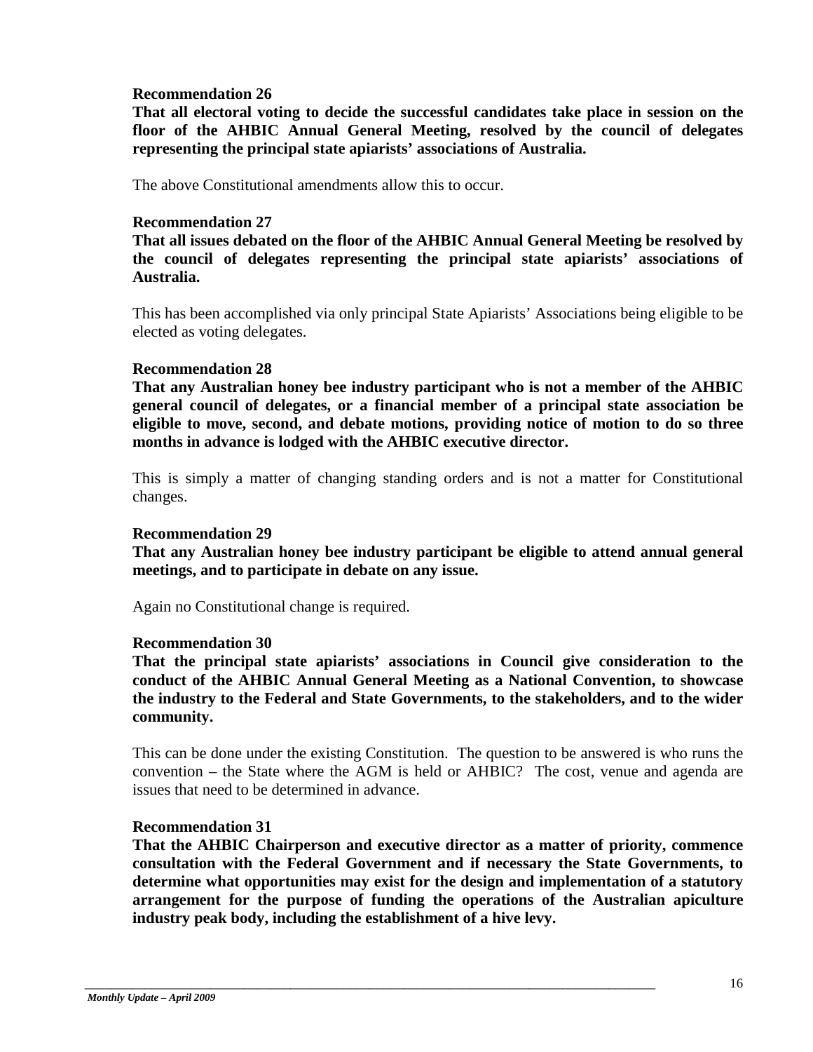**Recommendation 26**

**That all electoral voting to decide the successful candidates take place in session on the floor of the AHBIC Annual General Meeting, resolved by the council of delegates representing the principal state apiarists' associations of Australia.**

The above Constitutional amendments allow this to occur.

**Recommendation 27**

**That all issues debated on the floor of the AHBIC Annual General Meeting be resolved by the council of delegates representing the principal state apiarists' associations of Australia.**

This has been accomplished via only principal State Apiarists' Associations being eligible to be elected as voting delegates.

**Recommendation 28**

**That any Australian honey bee industry participant who is not a member of the AHBIC general council of delegates, or a financial member of a principal state association be eligible to move, second, and debate motions, providing notice of motion to do so three months in advance is lodged with the AHBIC executive director.**

This is simply a matter of changing standing orders and is not a matter for Constitutional changes.

**Recommendation 29**

**That any Australian honey bee industry participant be eligible to attend annual general meetings, and to participate in debate on any issue.**

Again no Constitutional change is required.

**Recommendation 30**

**That the principal state apiarists' associations in Council give consideration to the conduct of the AHBIC Annual General Meeting as a National Convention, to showcase the industry to the Federal and State Governments, to the stakeholders, and to the wider community.**

This can be done under the existing Constitution. The question to be answered is who runs the convention – the State where the AGM is held or AHBIC? The cost, venue and agenda are issues that need to be determined in advance.

**Recommendation 31**

**That the AHBIC Chairperson and executive director as a matter of priority, commence consultation with the Federal Government and if necessary the State Governments, to determine what opportunities may exist for the design and implementation of a statutory arrangement for the purpose of funding the operations of the Australian apiculture industry peak body, including the establishment of a hive levy.**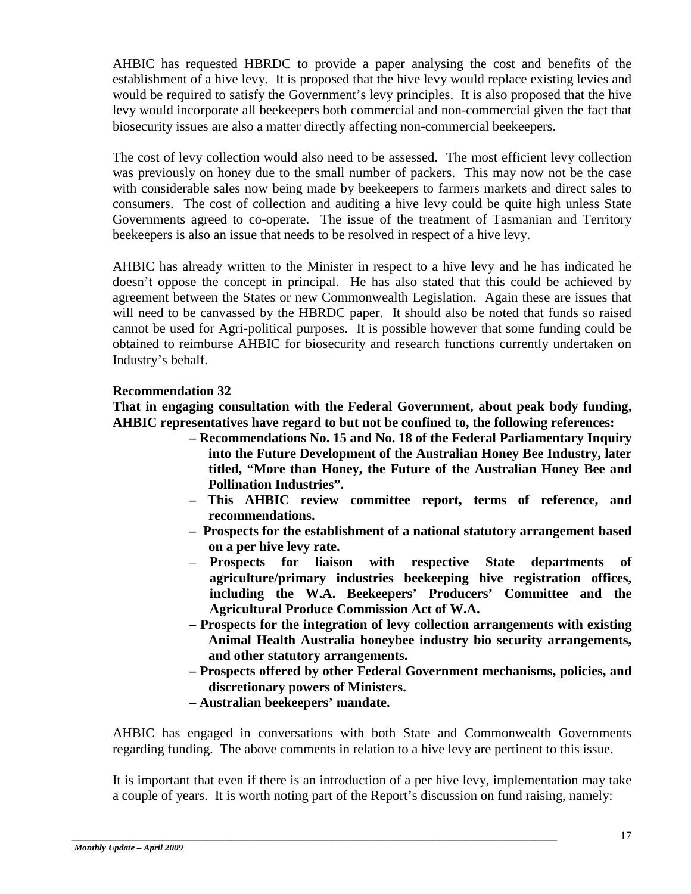AHBIC has requested HBRDC to provide a paper analysing the cost and benefits of the establishment of a hive levy. It is proposed that the hive levy would replace existing levies and would be required to satisfy the Government's levy principles. It is also proposed that the hive levy would incorporate all beekeepers both commercial and non-commercial given the fact that biosecurity issues are also a matter directly affecting non-commercial beekeepers.

The cost of levy collection would also need to be assessed. The most efficient levy collection was previously on honey due to the small number of packers. This may now not be the case with considerable sales now being made by beekeepers to farmers markets and direct sales to consumers. The cost of collection and auditing a hive levy could be quite high unless State Governments agreed to co-operate. The issue of the treatment of Tasmanian and Territory beekeepers is also an issue that needs to be resolved in respect of a hive levy.

AHBIC has already written to the Minister in respect to a hive levy and he has indicated he doesn't oppose the concept in principal. He has also stated that this could be achieved by agreement between the States or new Commonwealth Legislation. Again these are issues that will need to be canvassed by the HBRDC paper. It should also be noted that funds so raised cannot be used for Agri-political purposes. It is possible however that some funding could be obtained to reimburse AHBIC for biosecurity and research functions currently undertaken on Industry's behalf.

**Recommendation 32**

**That in engaging consultation with the Federal Government, about peak body funding, AHBIC representatives have regard to but not be confined to, the following references:**

- **Recommendations No. 15 and No. 18 of the Federal Parliamentary Inquiry into the Future Development of the Australian Honey Bee Industry, later titled, "More than Honey, the Future of the Australian Honey Bee and Pollination Industries".**
- **This AHBIC review committee report, terms of reference, and recommendations.**
- **Prospects for the establishment of a national statutory arrangement based on a per hive levy rate.**
- **Prospects for liaison with respective State departments of agriculture/primary industries beekeeping hive registration offices, including the W.A. Beekeepers' Producers' Committee and the Agricultural Produce Commission Act of W.A.**
- **Prospects for the integration of levy collection arrangements with existing Animal Health Australia honeybee industry bio security arrangements, and other statutory arrangements.**
- **Prospects offered by other Federal Government mechanisms, policies, and discretionary powers of Ministers.**
- **Australian beekeepers' mandate.**

AHBIC has engaged in conversations with both State and Commonwealth Governments regarding funding. The above comments in relation to a hive levy are pertinent to this issue.

It is important that even if there is an introduction of a per hive levy, implementation may take a couple of years. It is worth noting part of the Report's discussion on fund raising, namely: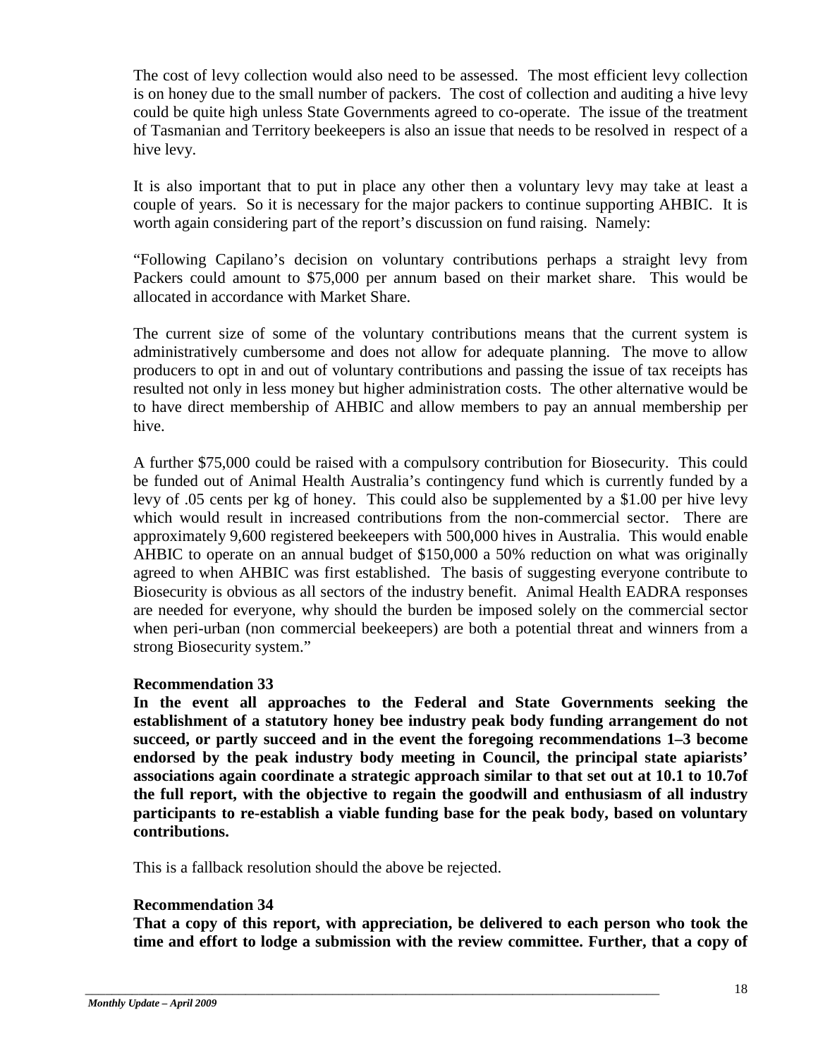The cost of levy collection would also need to be assessed. The most efficient levy collection is on honey due to the small number of packers. The cost of collection and auditing a hive levy could be quite high unless State Governments agreed to co-operate. The issue of the treatment of Tasmanian and Territory beekeepers is also an issue that needs to be resolved in respect of a hive levy.

It is also important that to put in place any other then a voluntary levy may take at least a couple of years. So it is necessary for the major packers to continue supporting AHBIC. It is worth again considering part of the report's discussion on fund raising. Namely:

"Following Capilano's decision on voluntary contributions perhaps a straight levy from Packers could amount to $75,000 per annum based on their market share. This would be allocated in accordance with Market Share.

The current size of some of the voluntary contributions means that the current system is administratively cumbersome and does not allow for adequate planning. The move to allow producers to opt in and out of voluntary contributions and passing the issue of tax receipts has resulted not only in less money but higher administration costs. The other alternative would be to have direct membership of AHBIC and allow members to pay an annual membership per hive.

A further $75,000 could be raised with a compulsory contribution for Biosecurity. This could be funded out of Animal Health Australia's contingency fund which is currently funded by a levy of .05 cents per kg of honey. This could also be supplemented by a $1.00 per hive levy which would result in increased contributions from the non-commercial sector. There are approximately 9,600 registered beekeepers with 500,000 hives in Australia. This would enable AHBIC to operate on an annual budget of $150,000 a 50% reduction on what was originally agreed to when AHBIC was first established. The basis of suggesting everyone contribute to Biosecurity is obvious as all sectors of the industry benefit. Animal Health EADRA responses are needed for everyone, why should the burden be imposed solely on the commercial sector when peri-urban (non commercial beekeepers) are both a potential threat and winners from a strong Biosecurity system."

**Recommendation 33**
**In the event all approaches to the Federal and State Governments seeking the establishment of a statutory honey bee industry peak body funding arrangement do not succeed, or partly succeed and in the event the foregoing recommendations 1–3 become endorsed by the peak industry body meeting in Council, the principal state apiarists' associations again coordinate a strategic approach similar to that set out at 10.1 to 10.7of the full report, with the objective to regain the goodwill and enthusiasm of all industry participants to re-establish a viable funding base for the peak body, based on voluntary contributions.**

This is a fallback resolution should the above be rejected.

**Recommendation 34**
**That a copy of this report, with appreciation, be delivered to each person who took the time and effort to lodge a submission with the review committee. Further, that a copy of**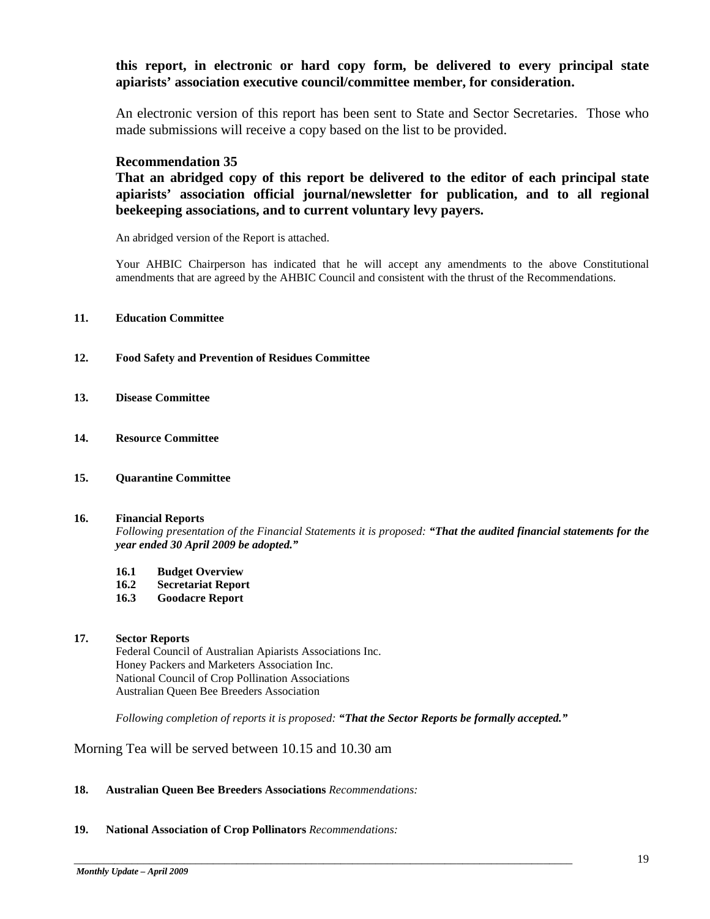**this report, in electronic or hard copy form, be delivered to every principal state apiarists' association executive council/committee member, for consideration.**

An electronic version of this report has been sent to State and Sector Secretaries. Those who made submissions will receive a copy based on the list to be provided.

### Recommendation 35

**That an abridged copy of this report be delivered to the editor of each principal state apiarists' association official journal/newsletter for publication, and to all regional beekeeping associations, and to current voluntary levy payers.**

An abridged version of the Report is attached.

Your AHBIC Chairperson has indicated that he will accept any amendments to the above Constitutional amendments that are agreed by the AHBIC Council and consistent with the thrust of the Recommendations.

**11. Education Committee**

**12. Food Safety and Prevention of Residues Committee**

**13. Disease Committee**

**14. Resource Committee**

**15. Quarantine Committee**

**16. Financial Reports**

*Following presentation of the Financial Statements it is proposed:* ***"That the audited financial statements for the year ended 30 April 2009 be adopted."***

- **16.1 Budget Overview**
- **16.2 Secretariat Report**
- **16.3 Goodacre Report**

**17. Sector Reports**

Federal Council of Australian Apiarists Associations Inc.
Honey Packers and Marketers Association Inc.
National Council of Crop Pollination Associations
Australian Queen Bee Breeders Association

*Following completion of reports it is proposed:* ***"That the Sector Reports be formally accepted."***

Morning Tea will be served between 10.15 and 10.30 am

**18. Australian Queen Bee Breeders Associations** *Recommendations:*

**19. National Association of Crop Pollinators** *Recommendations:*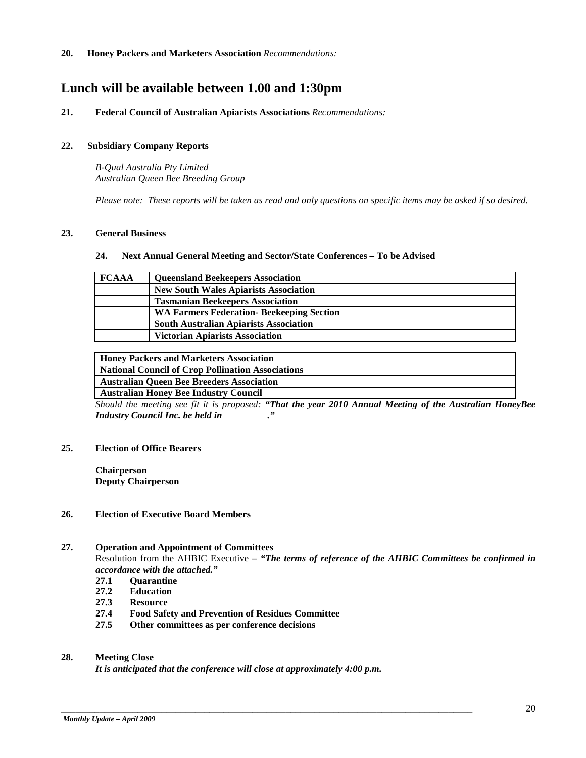**20. Honey Packers and Marketers Association** *Recommendations:*

# Lunch will be available between 1.00 and 1:30pm

**21. Federal Council of Australian Apiarists Associations** *Recommendations:*

**22. Subsidiary Company Reports**

*B-Qual Australia Pty Limited*
*Australian Queen Bee Breeding Group*

*Please note: These reports will be taken as read and only questions on specific items may be asked if so desired.*

**23. General Business**

**24. Next Annual General Meeting and Sector/State Conferences – To be Advised**

| **FCAAA** | **Queensland Beekeepers Association** | |
|---|---|---|
| | **New South Wales Apiarists Association** | |
| | **Tasmanian Beekeepers Association** | |
| | **WA Farmers Federation- Beekeeping Section** | |
| | **South Australian Apiarists Association** | |
| | **Victorian Apiarists Association** | |

| **Honey Packers and Marketers Association** | |
|---|---|
| **National Council of Crop Pollination Associations** | |
| **Australian Queen Bee Breeders Association** | |
| **Australian Honey Bee Industry Council** | |

*Should the meeting see fit it is proposed:* ***"That the year 2010 Annual Meeting of the Australian HoneyBee Industry Council Inc. be held in ."***

**25. Election of Office Bearers**

**Chairperson**
**Deputy Chairperson**

**26. Election of Executive Board Members**

**27. Operation and Appointment of Committees**

Resolution from the AHBIC Executive **–** ***"The terms of reference of the AHBIC Committees be confirmed in accordance with the attached."***

- **27.1 Quarantine**
- **27.2 Education**
- **27.3 Resource**
- **27.4 Food Safety and Prevention of Residues Committee**
- **27.5 Other committees as per conference decisions**

**28. Meeting Close**

***It is anticipated that the conference will close at approximately 4:00 p.m.***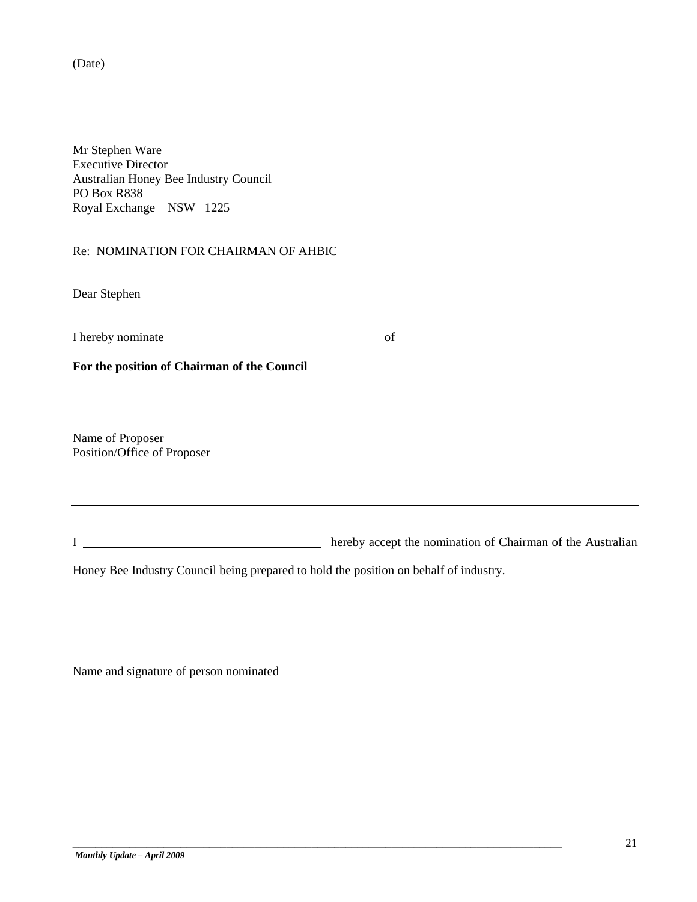(Date)

Mr Stephen Ware
Executive Director
Australian Honey Bee Industry Council
PO Box R838
Royal Exchange NSW 1225

Re: NOMINATION FOR CHAIRMAN OF AHBIC

Dear Stephen

I hereby nominate \_\_\_\_\_\_\_\_\_\_\_\_\_\_\_\_\_\_\_\_\_\_\_\_\_\_\_\_\_\_ of \_\_\_\_\_\_\_\_\_\_\_\_\_\_\_\_\_\_\_\_\_\_\_\_\_\_\_\_\_\_

**For the position of Chairman of the Council**

Name of Proposer
Position/Office of Proposer

---

I \_\_\_\_\_\_\_\_\_\_\_\_\_\_\_\_\_\_\_\_\_\_\_\_\_\_\_\_\_\_\_\_\_\_\_\_ hereby accept the nomination of Chairman of the Australian Honey Bee Industry Council being prepared to hold the position on behalf of industry.

Name and signature of person nominated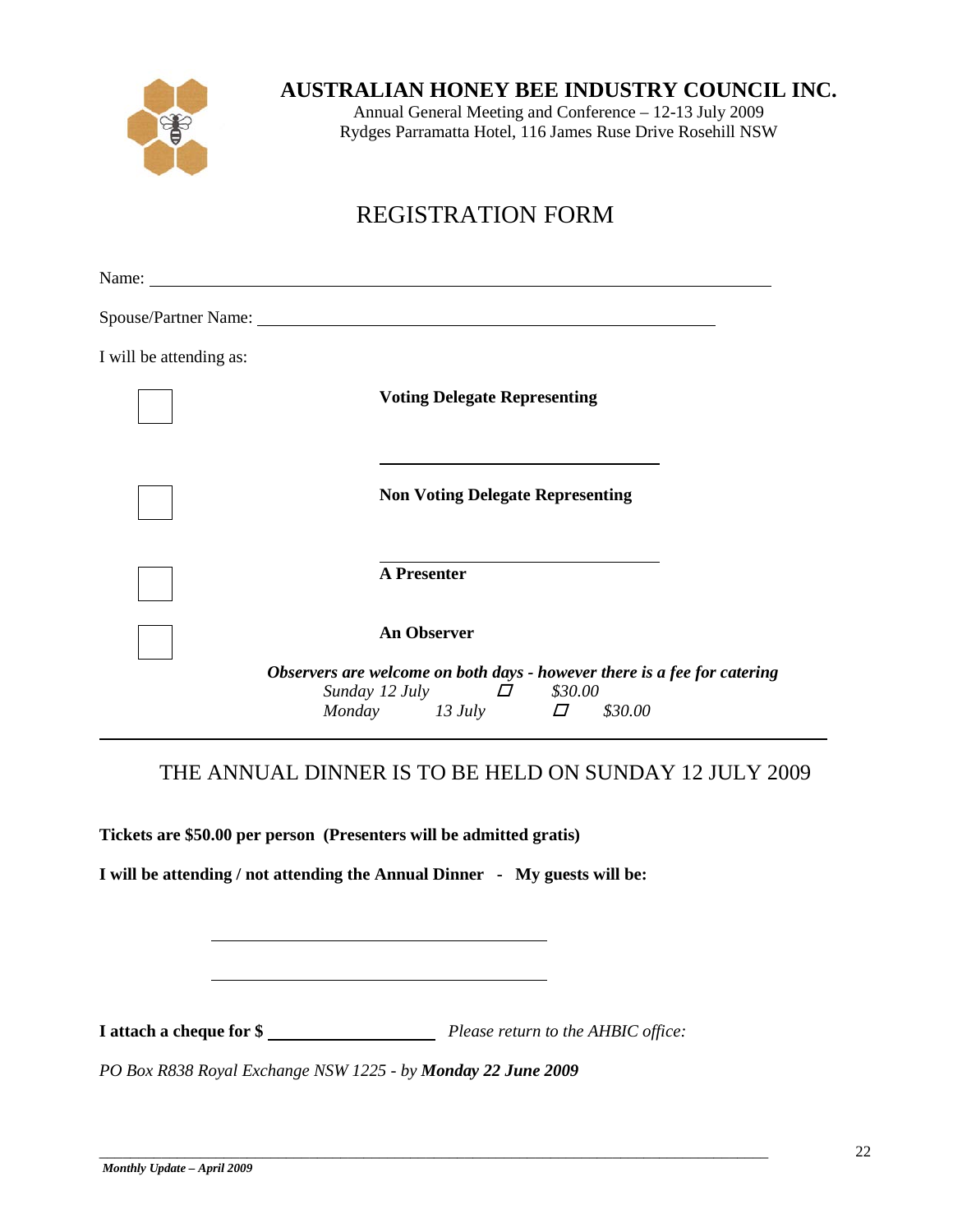# AUSTRALIAN HONEY BEE INDUSTRY COUNCIL INC.

Annual General Meeting and Conference – 12-13 July 2009
Rydges Parramatta Hotel, 116 James Ruse Drive Rosehill NSW

## REGISTRATION FORM

Name: ______________________________________________

Spouse/Partner Name: ______________________________________

I will be attending as:

☐ **Voting Delegate Representing**

______________________________

☐ **Non Voting Delegate Representing**

______________________________

☐ **A Presenter**

☐ **An Observer**

***Observers are welcome on both days - however there is a fee for catering***

*Sunday 12 July* ☐ *$30.00*
*Monday 13 July* ☐ *$30.00*

---

THE ANNUAL DINNER IS TO BE HELD ON SUNDAY 12 JULY 2009

**Tickets are $50.00 per person (Presenters will be admitted gratis)**

**I will be attending / not attending the Annual Dinner - My guests will be:**

______________________________

______________________________

**I attach a cheque for $** ____________ *Please return to the AHBIC office:*

*PO Box R838 Royal Exchange NSW 1225 - by* ***Monday 22 June 2009***